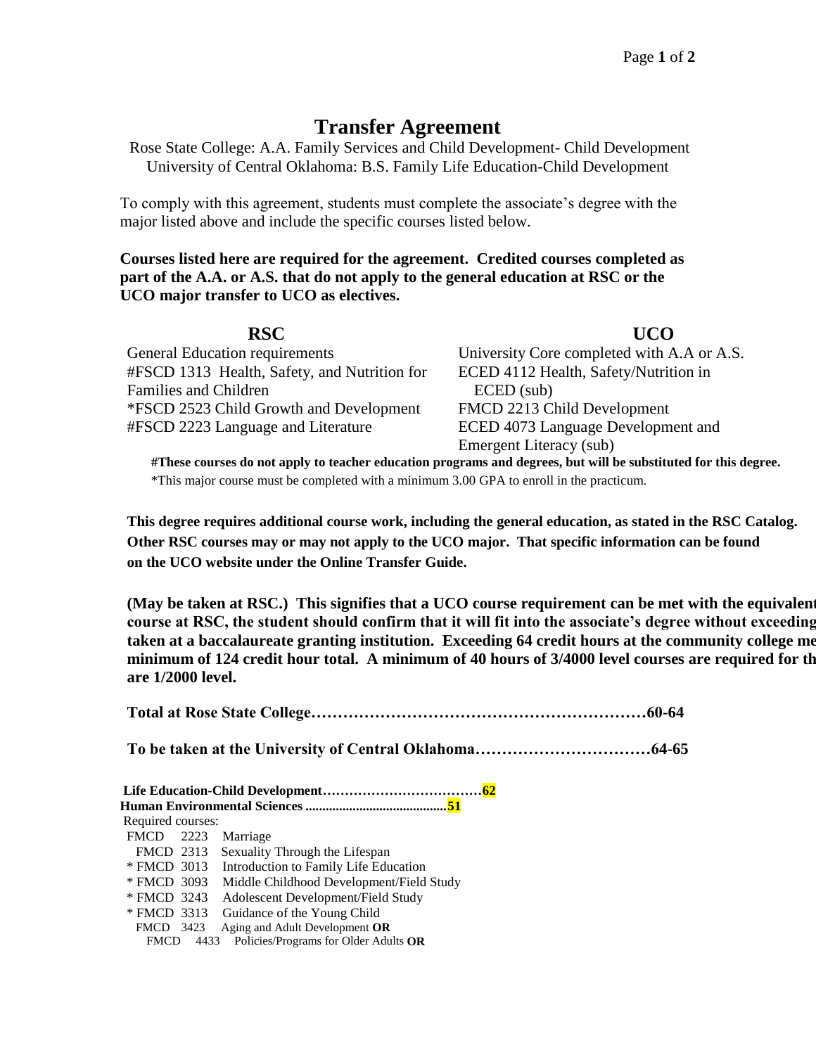# Transfer Agreement

Rose State College: A.A. Family Services and Child Development- Child Development
University of Central Oklahoma: B.S. Family Life Education-Child Development

To comply with this agreement, students must complete the associate's degree with the major listed above and include the specific courses listed below.

**Courses listed here are required for the agreement. Credited courses completed as part of the A.A. or A.S. that do not apply to the general education at RSC or the UCO major transfer to UCO as electives.**

| RSC | UCO |
|---|---|
| General Education requirements | University Core completed with A.A or A.S. |
| #FSCD 1313 Health, Safety, and Nutrition for Families and Children | ECED 4112 Health, Safety/Nutrition in ECED (sub) |
| *FSCD 2523 Child Growth and Development | FMCD 2213 Child Development |
| #FSCD 2223 Language and Literature | ECED 4073 Language Development and Emergent Literacy (sub) |

**#These courses do not apply to teacher education programs and degrees, but will be substituted for this degree.**
*This major course must be completed with a minimum 3.00 GPA to enroll in the practicum.

**This degree requires additional course work, including the general education, as stated in the RSC Catalog. Other RSC courses may or may not apply to the UCO major. That specific information can be found on the UCO website under the Online Transfer Guide.**

**(May be taken at RSC.) This signifies that a UCO course requirement can be met with the equivalent course at RSC, the student should confirm that it will fit into the associate's degree without exceeding taken at a baccalaureate granting institution. Exceeding 64 credit hours at the community college me minimum of 124 credit hour total. A minimum of 40 hours of 3/4000 level courses are required for th are 1/2000 level.**

**Total at Rose State College……………………………………………………60-64**

**To be taken at the University of Central Oklahoma……………………………64-65**

**Life Education-Child Development………………………………62**
**Human Environmental Sciences ..........................................51**

Required courses:

- FMCD 2223 Marriage
- FMCD 2313 Sexuality Through the Lifespan
- * FMCD 3013 Introduction to Family Life Education
- * FMCD 3093 Middle Childhood Development/Field Study
- * FMCD 3243 Adolescent Development/Field Study
- * FMCD 3313 Guidance of the Young Child
- FMCD 3423 Aging and Adult Development **OR**
  - FMCD 4433 Policies/Programs for Older Adults **OR**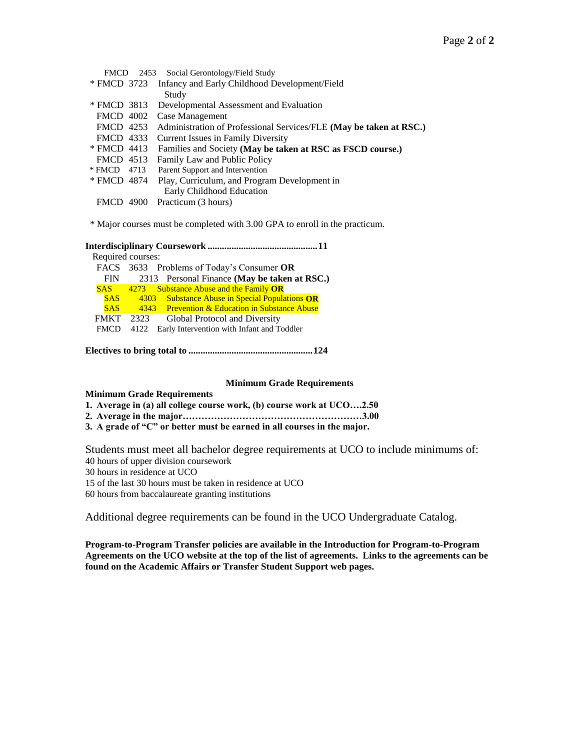FMCD 2453 Social Gerontology/Field Study

\* FMCD 3723 Infancy and Early Childhood Development/Field Study

\* FMCD 3813 Developmental Assessment and Evaluation

FMCD 4002 Case Management

FMCD 4253 Administration of Professional Services/FLE **(May be taken at RSC.)**

FMCD 4333 Current Issues in Family Diversity

\* FMCD 4413 Families and Society **(May be taken at RSC as FSCD course.)**

FMCD 4513 Family Law and Public Policy

\* FMCD 4713 Parent Support and Intervention

\* FMCD 4874 Play, Curriculum, and Program Development in Early Childhood Education

FMCD 4900 Practicum (3 hours)

\* Major courses must be completed with 3.00 GPA to enroll in the practicum.

**Interdisciplinary Coursework ............................................11**

Required courses:

FACS 3633 Problems of Today's Consumer **OR**

FIN 2313 Personal Finance **(May be taken at RSC.)**

SAS 4273 Substance Abuse and the Family **OR**

SAS 4303 Substance Abuse in Special Populations **OR**

SAS 4343 Prevention & Education in Substance Abuse

FMKT 2323 Global Protocol and Diversity

FMCD 4122 Early Intervention with Infant and Toddler

**Electives to bring total to ..................................................124**

**Minimum Grade Requirements**

**Minimum Grade Requirements**

**1. Average in (a) all college course work, (b) course work at UCO….2.50**

**2. Average in the major…………………………………………………3.00**

**3. A grade of "C" or better must be earned in all courses in the major.**

Students must meet all bachelor degree requirements at UCO to include minimums of:

40 hours of upper division coursework

30 hours in residence at UCO

15 of the last 30 hours must be taken in residence at UCO

60 hours from baccalaureate granting institutions

Additional degree requirements can be found in the UCO Undergraduate Catalog.

**Program-to-Program Transfer policies are available in the Introduction for Program-to-Program Agreements on the UCO website at the top of the list of agreements. Links to the agreements can be found on the Academic Affairs or Transfer Student Support web pages.**